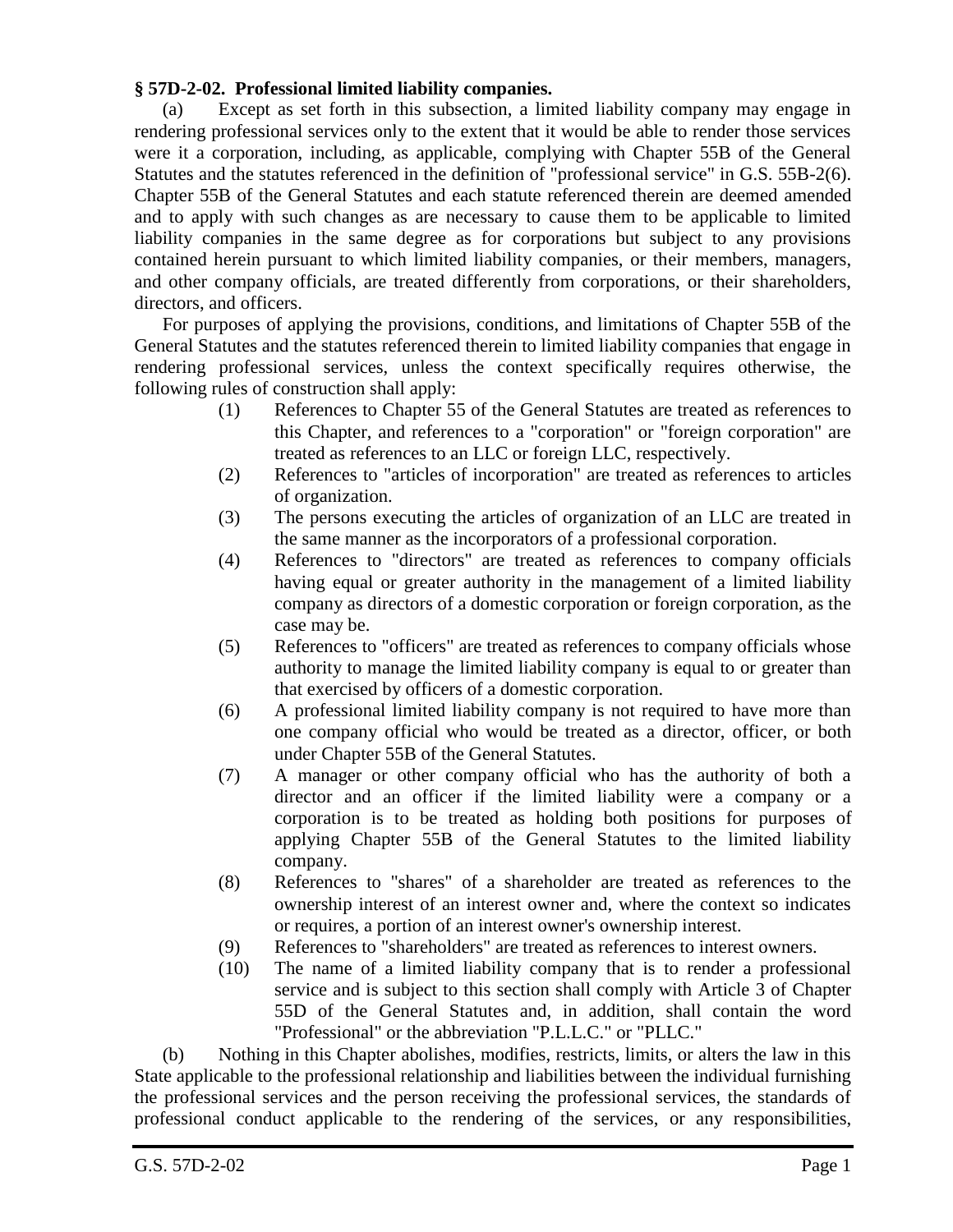**§ 57D-2-02. Professional limited liability companies.**

(a) Except as set forth in this subsection, a limited liability company may engage in rendering professional services only to the extent that it would be able to render those services were it a corporation, including, as applicable, complying with Chapter 55B of the General Statutes and the statutes referenced in the definition of "professional service" in G.S. 55B-2(6). Chapter 55B of the General Statutes and each statute referenced therein are deemed amended and to apply with such changes as are necessary to cause them to be applicable to limited liability companies in the same degree as for corporations but subject to any provisions contained herein pursuant to which limited liability companies, or their members, managers, and other company officials, are treated differently from corporations, or their shareholders, directors, and officers.

For purposes of applying the provisions, conditions, and limitations of Chapter 55B of the General Statutes and the statutes referenced therein to limited liability companies that engage in rendering professional services, unless the context specifically requires otherwise, the following rules of construction shall apply:

(1) References to Chapter 55 of the General Statutes are treated as references to this Chapter, and references to a "corporation" or "foreign corporation" are treated as references to an LLC or foreign LLC, respectively.

(2) References to "articles of incorporation" are treated as references to articles of organization.

(3) The persons executing the articles of organization of an LLC are treated in the same manner as the incorporators of a professional corporation.

(4) References to "directors" are treated as references to company officials having equal or greater authority in the management of a limited liability company as directors of a domestic corporation or foreign corporation, as the case may be.

(5) References to "officers" are treated as references to company officials whose authority to manage the limited liability company is equal to or greater than that exercised by officers of a domestic corporation.

(6) A professional limited liability company is not required to have more than one company official who would be treated as a director, officer, or both under Chapter 55B of the General Statutes.

(7) A manager or other company official who has the authority of both a director and an officer if the limited liability were a company or a corporation is to be treated as holding both positions for purposes of applying Chapter 55B of the General Statutes to the limited liability company.

(8) References to "shares" of a shareholder are treated as references to the ownership interest of an interest owner and, where the context so indicates or requires, a portion of an interest owner's ownership interest.

(9) References to "shareholders" are treated as references to interest owners.

(10) The name of a limited liability company that is to render a professional service and is subject to this section shall comply with Article 3 of Chapter 55D of the General Statutes and, in addition, shall contain the word "Professional" or the abbreviation "P.L.L.C." or "PLLC."

(b) Nothing in this Chapter abolishes, modifies, restricts, limits, or alters the law in this State applicable to the professional relationship and liabilities between the individual furnishing the professional services and the person receiving the professional services, the standards of professional conduct applicable to the rendering of the services, or any responsibilities,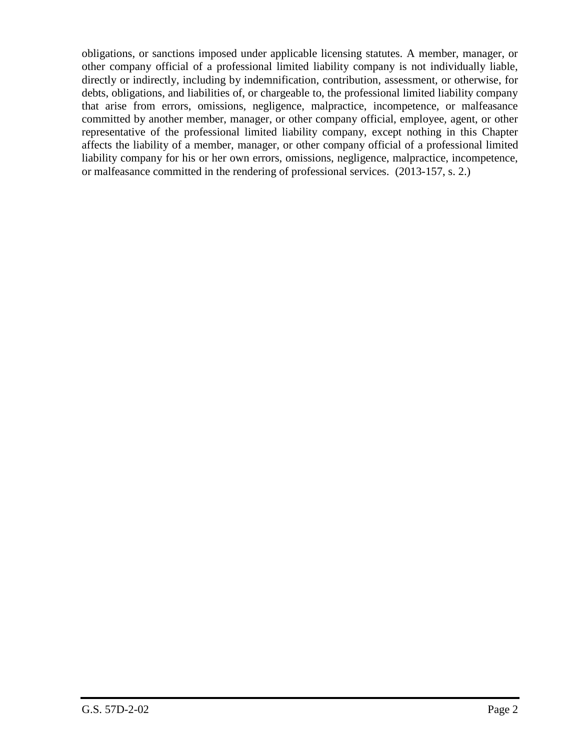obligations, or sanctions imposed under applicable licensing statutes. A member, manager, or other company official of a professional limited liability company is not individually liable, directly or indirectly, including by indemnification, contribution, assessment, or otherwise, for debts, obligations, and liabilities of, or chargeable to, the professional limited liability company that arise from errors, omissions, negligence, malpractice, incompetence, or malfeasance committed by another member, manager, or other company official, employee, agent, or other representative of the professional limited liability company, except nothing in this Chapter affects the liability of a member, manager, or other company official of a professional limited liability company for his or her own errors, omissions, negligence, malpractice, incompetence, or malfeasance committed in the rendering of professional services. (2013-157, s. 2.)